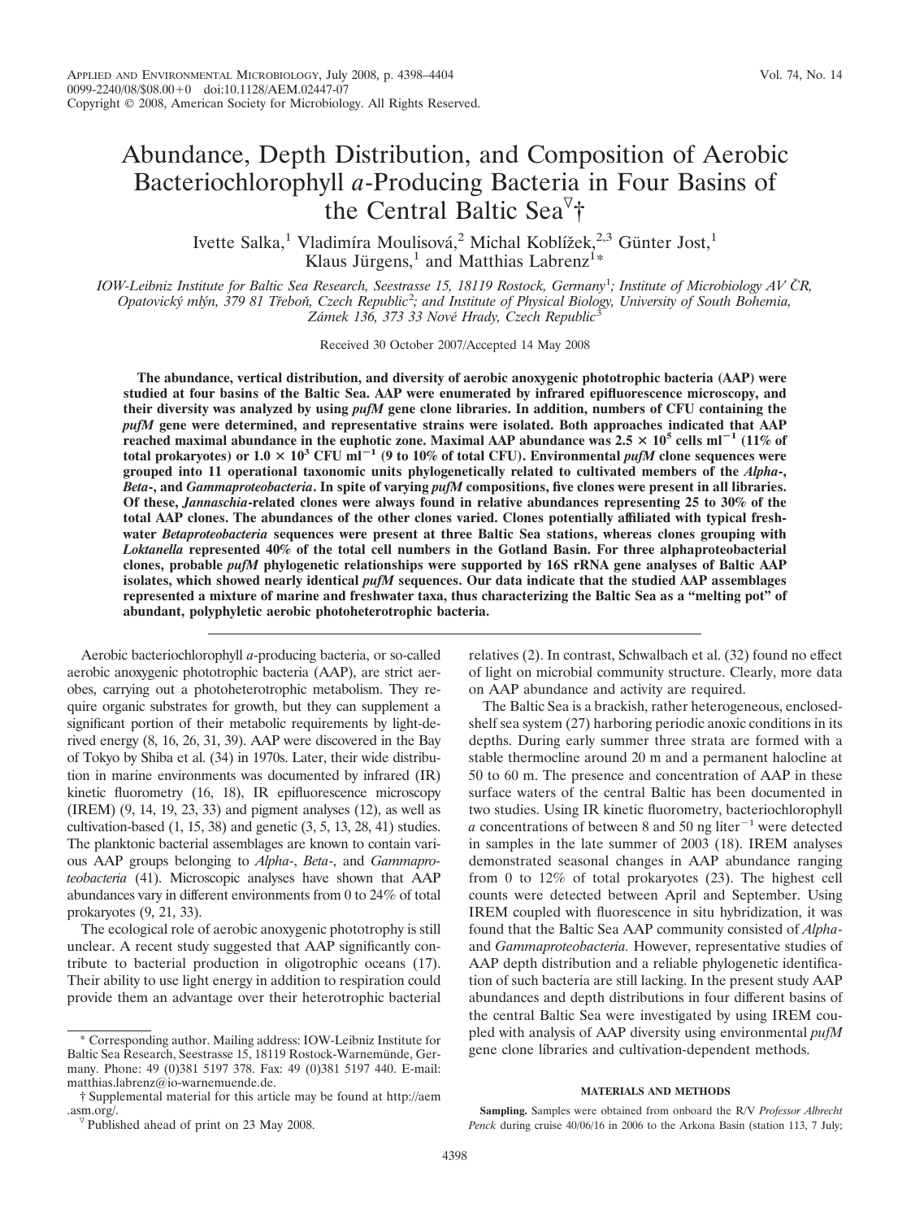# Abundance, Depth Distribution, and Composition of Aerobic Bacteriochlorophyll *a*-Producing Bacteria in Four Basins of the Central Baltic Sea[▽]†

Ivette Salka,[1] Vladimíra Moulisová,[2] Michal Koblížek,[2,3] Günter Jost,[1] Klaus Jürgens,[1] and Matthias Labrenz[1]*

*IOW-Leibniz Institute for Baltic Sea Research, Seestrasse 15, 18119 Rostock, Germany[1]; Institute of Microbiology AV ČR, Opatovický mlýn, 379 81 Třeboň, Czech Republic[2]; and Institute of Physical Biology, University of South Bohemia, Zámek 136, 373 33 Nové Hrady, Czech Republic[3]*

Received 30 October 2007/Accepted 14 May 2008

**The abundance, vertical distribution, and diversity of aerobic anoxygenic phototrophic bacteria (AAP) were studied at four basins of the Baltic Sea. AAP were enumerated by infrared epifluorescence microscopy, and their diversity was analyzed by using *pufM* gene clone libraries. In addition, numbers of CFU containing the *pufM* gene were determined, and representative strains were isolated. Both approaches indicated that AAP reached maximal abundance in the euphotic zone. Maximal AAP abundance was $2.5 \times 10^5$ cells $ml^{-1}$ (11% of total prokaryotes) or $1.0 \times 10^3$ CFU $ml^{-1}$ (9 to 10% of total CFU). Environmental *pufM* clone sequences were grouped into 11 operational taxonomic units phylogenetically related to cultivated members of the *Alpha*-, *Beta*-, and *Gammaproteobacteria*. In spite of varying *pufM* compositions, five clones were present in all libraries. Of these, *Jannaschia*-related clones were always found in relative abundances representing 25 to 30% of the total AAP clones. The abundances of the other clones varied. Clones potentially affiliated with typical freshwater *Betaproteobacteria* sequences were present at three Baltic Sea stations, whereas clones grouping with *Loktanella* represented 40% of the total cell numbers in the Gotland Basin. For three alphaproteobacterial clones, probable *pufM* phylogenetic relationships were supported by 16S rRNA gene analyses of Baltic AAP isolates, which showed nearly identical *pufM* sequences. Our data indicate that the studied AAP assemblages represented a mixture of marine and freshwater taxa, thus characterizing the Baltic Sea as a "melting pot" of abundant, polyphyletic aerobic photoheterotrophic bacteria.**

Aerobic bacteriochlorophyll *a*-producing bacteria, or so-called aerobic anoxygenic phototrophic bacteria (AAP), are strict aerobes, carrying out a photoheterotrophic metabolism. They require organic substrates for growth, but they can supplement a significant portion of their metabolic requirements by light-derived energy (8, 16, 26, 31, 39). AAP were discovered in the Bay of Tokyo by Shiba et al. (34) in 1970s. Later, their wide distribution in marine environments was documented by infrared (IR) kinetic fluorometry (16, 18), IR epifluorescence microscopy (IREM) (9, 14, 19, 23, 33) and pigment analyses (12), as well as cultivation-based (1, 15, 38) and genetic (3, 5, 13, 28, 41) studies. The planktonic bacterial assemblages are known to contain various AAP groups belonging to *Alpha*-, *Beta*-, and *Gammaproteobacteria* (41). Microscopic analyses have shown that AAP abundances vary in different environments from 0 to 24% of total prokaryotes (9, 21, 33).

The ecological role of aerobic anoxygenic phototrophy is still unclear. A recent study suggested that AAP significantly contribute to bacterial production in oligotrophic oceans (17). Their ability to use light energy in addition to respiration could provide them an advantage over their heterotrophic bacterial relatives (2). In contrast, Schwalbach et al. (32) found no effect of light on microbial community structure. Clearly, more data on AAP abundance and activity are required.

The Baltic Sea is a brackish, rather heterogeneous, enclosed-shelf sea system (27) harboring periodic anoxic conditions in its depths. During early summer three strata are formed with a stable thermocline around 20 m and a permanent halocline at 50 to 60 m. The presence and concentration of AAP in these surface waters of the central Baltic has been documented in two studies. Using IR kinetic fluorometry, bacteriochlorophyll *a* concentrations of between 8 and 50 ng $liter^{-1}$ were detected in samples in the late summer of 2003 (18). IREM analyses demonstrated seasonal changes in AAP abundance ranging from 0 to 12% of total prokaryotes (23). The highest cell counts were detected between April and September. Using IREM coupled with fluorescence in situ hybridization, it was found that the Baltic Sea AAP community consisted of *Alpha*- and *Gammaproteobacteria.* However, representative studies of AAP depth distribution and a reliable phylogenetic identification of such bacteria are still lacking. In the present study AAP abundances and depth distributions in four different basins of the central Baltic Sea were investigated by using IREM coupled with analysis of AAP diversity using environmental *pufM* gene clone libraries and cultivation-dependent methods.

## MATERIALS AND METHODS

**Sampling.** Samples were obtained from onboard the R/V *Professor Albrecht Penck* during cruise 40/06/16 in 2006 to the Arkona Basin (station 113, 7 July;

---

\* Corresponding author. Mailing address: IOW-Leibniz Institute for Baltic Sea Research, Seestrasse 15, 18119 Rostock-Warnemünde, Germany. Phone: 49 (0)381 5197 378. Fax: 49 (0)381 5197 440. E-mail: matthias.labrenz@io-warnemuende.de.

† Supplemental material for this article may be found at http://aem.asm.org/.

▽ Published ahead of print on 23 May 2008.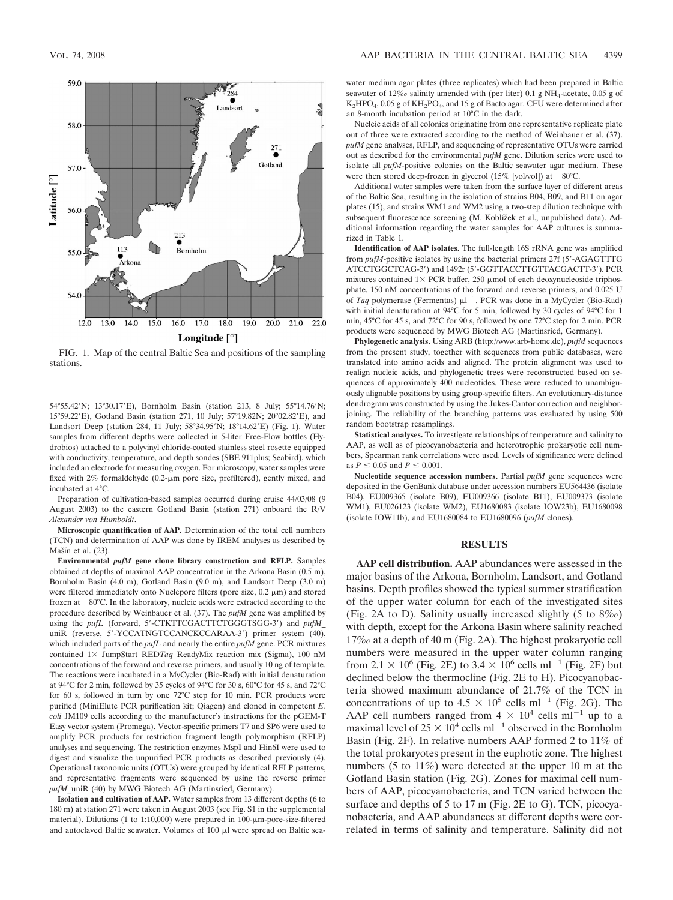FIG. 1. Map of the central Baltic Sea and positions of the sampling stations.

54°55.42′N; 13°30.17′E), Bornholm Basin (station 213, 8 July; 55°14.76′N; 15°59.22′E), Gotland Basin (station 271, 10 July; 57°19.82N; 20°02.82′E), and Landsort Deep (station 284, 11 July; 58°34.95′N; 18°14.62′E) (Fig. 1). Water samples from different depths were collected in 5-liter Free-Flow bottles (Hydrobios) attached to a polyvinyl chloride-coated stainless steel rosette equipped with conductivity, temperature, and depth sondes (SBE 911plus; Seabird), which included an electrode for measuring oxygen. For microscopy, water samples were fixed with 2% formaldehyde (0.2-μm pore size, prefiltered), gently mixed, and incubated at 4°C.

Preparation of cultivation-based samples occurred during cruise 44/03/08 (9 August 2003) to the eastern Gotland Basin (station 271) onboard the R/V *Alexander von Humboldt*.

**Microscopic quantification of AAP.** Determination of the total cell numbers (TCN) and determination of AAP was done by IREM analyses as described by Mašín et al. (23).

**Environmental *pufM* gene clone library construction and RFLP.** Samples obtained at depths of maximal AAP concentration in the Arkona Basin (0.5 m), Bornholm Basin (4.0 m), Gotland Basin (9.0 m), and Landsort Deep (3.0 m) were filtered immediately onto Nuclepore filters (pore size, 0.2 μm) and stored frozen at −80°C. In the laboratory, nucleic acids were extracted according to the procedure described by Weinbauer et al. (37). The *pufM* gene was amplified by using the *pufL* (forward, 5′-CTKTTCGACTTCTGGGTSGG-3′) and *pufM*_uniR (reverse, 5′-YCCATNGTCCANCKCCARAA-3′) primer system (40), which included parts of the *pufL* and nearly the entire *pufM* gene. PCR mixtures contained 1× JumpStart RED*Taq* ReadyMix reaction mix (Sigma), 100 nM concentrations of the forward and reverse primers, and usually 10 ng of template. The reactions were incubated in a MyCycler (Bio-Rad) with initial denaturation at 94°C for 2 min, followed by 35 cycles of 94°C for 30 s, 60°C for 45 s, and 72°C for 60 s, followed in turn by one 72°C step for 10 min. PCR products were purified (MiniElute PCR purification kit; Qiagen) and cloned in competent *E. coli* JM109 cells according to the manufacturer's instructions for the pGEM-T Easy vector system (Promega). Vector-specific primers T7 and SP6 were used to amplify PCR products for restriction fragment length polymorphism (RFLP) analyses and sequencing. The restriction enzymes MspI and Hin6I were used to digest and visualize the unpurified PCR products as described previously (4). Operational taxonomic units (OTUs) were grouped by identical RFLP patterns, and representative fragments were sequenced by using the reverse primer *pufM*_uniR (40) by MWG Biotech AG (Martinsried, Germany).

**Isolation and cultivation of AAP.** Water samples from 13 different depths (6 to 180 m) at station 271 were taken in August 2003 (see Fig. S1 in the supplemental material). Dilutions (1 to 1:10,000) were prepared in 100-μm-pore-size-filtered and autoclaved Baltic seawater. Volumes of 100 μl were spread on Baltic seawater medium agar plates (three replicates) which had been prepared in Baltic seawater of 12‰ salinity amended with (per liter) 0.1 g $NH_4$-acetate, 0.05 g of $K_2HPO_4$, 0.05 g of $KH_2PO_4$, and 15 g of Bacto agar. CFU were determined after an 8-month incubation period at 10°C in the dark.

Nucleic acids of all colonies originating from one representative replicate plate out of three were extracted according to the method of Weinbauer et al. (37). *pufM* gene analyses, RFLP, and sequencing of representative OTUs were carried out as described for the environmental *pufM* gene. Dilution series were used to isolate all *pufM*-positive colonies on the Baltic seawater agar medium. These were then stored deep-frozen in glycerol (15% [vol/vol]) at −80°C.

Additional water samples were taken from the surface layer of different areas of the Baltic Sea, resulting in the isolation of strains B04, B09, and B11 on agar plates (15), and strains WM1 and WM2 using a two-step dilution technique with subsequent fluorescence screening (M. Koblížek et al., unpublished data). Additional information regarding the water samples for AAP cultures is summarized in Table 1.

**Identification of AAP isolates.** The full-length 16S rRNA gene was amplified from *pufM*-positive isolates by using the bacterial primers 27f (5′-AGAGTTTGATCCTGGCTCAG-3′) and 1492r (5′-GGTTACCTTGTTACGACTT-3′). PCR mixtures contained 1× PCR buffer, 250 μmol of each deoxynucleoside triphosphate, 150 nM concentrations of the forward and reverse primers, and 0.025 U of *Taq* polymerase (Fermentas) $\mu l^{-1}$. PCR was done in a MyCycler (Bio-Rad) with initial denaturation at 94°C for 5 min, followed by 30 cycles of 94°C for 1 min, 45°C for 45 s, and 72°C for 90 s, followed by one 72°C step for 2 min. PCR products were sequenced by MWG Biotech AG (Martinsried, Germany).

**Phylogenetic analysis.** Using ARB (http://www.arb-home.de), *pufM* sequences from the present study, together with sequences from public databases, were translated into amino acids and aligned. The protein alignment was used to realign nucleic acids, and phylogenetic trees were reconstructed based on sequences of approximately 400 nucleotides. These were reduced to unambiguously alignable positions by using group-specific filters. An evolutionary-distance dendrogram was constructed by using the Jukes-Cantor correction and neighbor-joining. The reliability of the branching patterns was evaluated by using 500 random bootstrap resamplings.

**Statistical analyses.** To investigate relationships of temperature and salinity to AAP, as well as of picocyanobacteria and heterotrophic prokaryotic cell numbers, Spearman rank correlations were used. Levels of significance were defined as $P \leq 0.05$ and $P \leq 0.001$.

**Nucleotide sequence accession numbers.** Partial *pufM* gene sequences were deposited in the GenBank database under accession numbers EU564436 (isolate B04), EU009365 (isolate B09), EU009366 (isolate B11), EU009373 (isolate WM1), EU026123 (isolate WM2), EU1680083 (isolate IOW23b), EU1680098 (isolate IOW11b), and EU1680084 to EU1680096 (*pufM* clones).

## RESULTS

**AAP cell distribution.** AAP abundances were assessed in the major basins of the Arkona, Bornholm, Landsort, and Gotland basins. Depth profiles showed the typical summer stratification of the upper water column for each of the investigated sites (Fig. 2A to D). Salinity usually increased slightly (5 to 8‰) with depth, except for the Arkona Basin where salinity reached 17‰ at a depth of 40 m (Fig. 2A). The highest prokaryotic cell numbers were measured in the upper water column ranging from $2.1 \times 10^6$ (Fig. 2E) to $3.4 \times 10^6$ cells $ml^{-1}$ (Fig. 2F) but declined below the thermocline (Fig. 2E to H). Picocyanobacteria showed maximum abundance of 21.7% of the TCN in concentrations of up to $4.5 \times 10^5$ cells $ml^{-1}$ (Fig. 2G). The AAP cell numbers ranged from $4 \times 10^4$ cells $ml^{-1}$ up to a maximal level of $25 \times 10^4$ cells $ml^{-1}$ observed in the Bornholm Basin (Fig. 2F). In relative numbers AAP formed 2 to 11% of the total prokaryotes present in the euphotic zone. The highest numbers (5 to 11%) were detected at the upper 10 m at the Gotland Basin station (Fig. 2G). Zones for maximal cell numbers of AAP, picocyanobacteria, and TCN varied between the surface and depths of 5 to 17 m (Fig. 2E to G). TCN, picocyanobacteria, and AAP abundances at different depths were correlated in terms of salinity and temperature. Salinity did not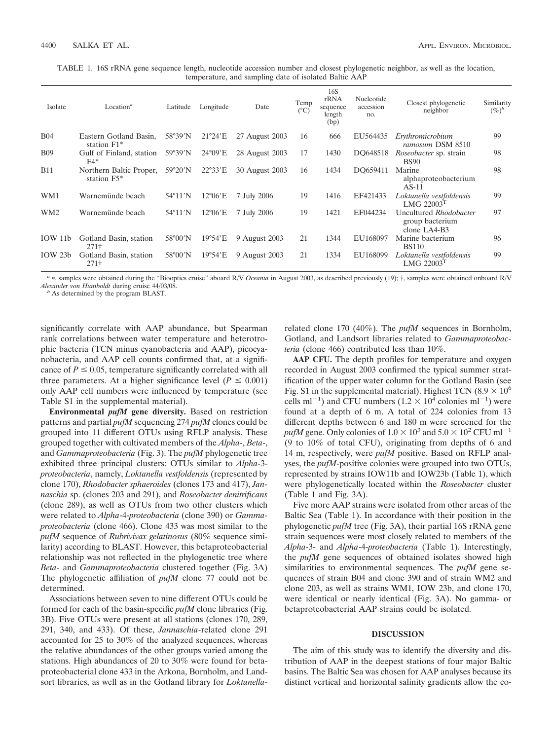TABLE 1. 16S rRNA gene sequence length, nucleotide accession number and closest phylogenetic neighbor, as well as the location, temperature, and sampling date of isolated Baltic AAP

| Isolate | Location[a] | Latitude | Longitude | Date | Temp (°C) | 16S rRNA sequence length (bp) | Nucleotide accession no. | Closest phylogenetic neighbor | Similarity (%)[b] |
|---|---|---|---|---|---|---|---|---|---|
| B04 | Eastern Gotland Basin, station F1* | 58°39′N | 21°24′E | 27 August 2003 | 16 | 666 | EU564435 | *Erythromicrobium ramosum* DSM 8510 | 99 |
| B09 | Gulf of Finland, station F4* | 59°39′N | 24°09′E | 28 August 2003 | 17 | 1430 | DQ648518 | *Roseobacter* sp. strain BS90 | 98 |
| B11 | Northern Baltic Proper, station F5* | 59°20′N | 22°33′E | 30 August 2003 | 16 | 1434 | DQ659411 | Marine alphaproteobacterium AS-11 | 98 |
| WM1 | Warnemünde beach | 54°11′N | 12°06′E | 7 July 2006 | 19 | 1416 | EF421433 | *Loktanella vestfoldensis* LMG 22003$^T$ | 99 |
| WM2 | Warnemünde beach | 54°11′N | 12°06′E | 7 July 2006 | 19 | 1421 | EF044234 | Uncultured *Rhodobacter* group bacterium clone LA4-B3 | 97 |
| IOW 11b | Gotland Basin, station 271† | 58°00′N | 19°54′E | 9 August 2003 | 21 | 1344 | EU168097 | Marine bacterium BS110 | 96 |
| IOW 23b | Gotland Basin, station 271† | 58°00′N | 19°54′E | 9 August 2003 | 21 | 1334 | EU168099 | *Loktanella vestfoldensis* LMG 22003$^T$ | 99 |

[a] *, samples were obtained during the "Biooptics cruise" aboard R/V *Oceania* in August 2003, as described previously (19); †, samples were obtained onboard R/V *Alexander von Humboldt* during cruise 44/03/08.
[b] As determined by the program BLAST.

significantly correlate with AAP abundance, but Spearman rank correlations between water temperature and heterotrophic bacteria (TCN minus cyanobacteria and AAP), picocyanobacteria, and AAP cell counts confirmed that, at a significance of $P \leq 0.05$, temperature significantly correlated with all three parameters. At a higher significance level ($P \leq 0.001$) only AAP cell numbers were influenced by temperature (see Table S1 in the supplemental material).

**Environmental *pufM* gene diversity.** Based on restriction patterns and partial *pufM* sequencing 274 *pufM* clones could be grouped into 11 different OTUs using RFLP analysis. These grouped together with cultivated members of the *Alpha*-, *Beta*-, and *Gammaproteobacteria* (Fig. 3). The *pufM* phylogenetic tree exhibited three principal clusters: OTUs similar to *Alpha*-3-*proteobacteria*, namely, *Loktanella vestfoldensis* (represented by clone 170), *Rhodobacter sphaeroides* (clones 173 and 417), *Jannaschia* sp. (clones 203 and 291), and *Roseobacter denitrificans* (clone 289), as well as OTUs from two other clusters which were related to *Alpha*-4-*proteobacteria* (clone 390) or *Gammaproteobacteria* (clone 466). Clone 433 was most similar to the *pufM* sequence of *Rubrivivax gelatinosus* (80% sequence similarity) according to BLAST. However, this betaproteobacterial relationship was not reflected in the phylogenetic tree where *Beta*- and *Gammaproteobacteria* clustered together (Fig. 3A) The phylogenetic affiliation of *pufM* clone 77 could not be determined.

Associations between seven to nine different OTUs could be formed for each of the basin-specific *pufM* clone libraries (Fig. 3B). Five OTUs were present at all stations (clones 170, 289, 291, 340, and 433). Of these, *Jannaschia*-related clone 291 accounted for 25 to 30% of the analyzed sequences, whereas the relative abundances of the other groups varied among the stations. High abundances of 20 to 30% were found for betaproteobacterial clone 433 in the Arkona, Bornholm, and Landsort libraries, as well as in the Gotland library for *Loktanella*-related clone 170 (40%). The *pufM* sequences in Bornholm, Gotland, and Landsort libraries related to *Gammaproteobacteria* (clone 466) contributed less than 10%.

**AAP CFU.** The depth profiles for temperature and oxygen recorded in August 2003 confirmed the typical summer stratification of the upper water column for the Gotland Basin (see Fig. S1 in the supplemental material). Highest TCN ($8.9 \times 10^6$ cells ml$^{-1}$) and CFU numbers ($1.2 \times 10^4$ colonies ml$^{-1}$) were found at a depth of 6 m. A total of 224 colonies from 13 different depths between 6 and 180 m were screened for the *pufM* gene. Only colonies of $1.0 \times 10^3$ and $5.0 \times 10^2$ CFU ml$^{-1}$ (9 to 10% of total CFU), originating from depths of 6 and 14 m, respectively, were *pufM* positive. Based on RFLP analyses, the *pufM*-positive colonies were grouped into two OTUs, represented by strains IOW11b and IOW23b (Table 1), which were phylogenetically located within the *Roseobacter* cluster (Table 1 and Fig. 3A).

Five more AAP strains were isolated from other areas of the Baltic Sea (Table 1). In accordance with their position in the phylogenetic *pufM* tree (Fig. 3A), their partial 16S rRNA gene strain sequences were most closely related to members of the *Alpha*-3- and *Alpha*-4-*proteobacteria* (Table 1). Interestingly, the *pufM* gene sequences of obtained isolates showed high similarities to environmental sequences. The *pufM* gene sequences of strain B04 and clone 390 and of strain WM2 and clone 203, as well as strains WM1, IOW 23b, and clone 170, were identical or nearly identical (Fig. 3A). No gamma- or betaproteobacterial AAP strains could be isolated.

## DISCUSSION

The aim of this study was to identify the diversity and distribution of AAP in the deepest stations of four major Baltic basins. The Baltic Sea was chosen for AAP analyses because its distinct vertical and horizontal salinity gradients allow the co-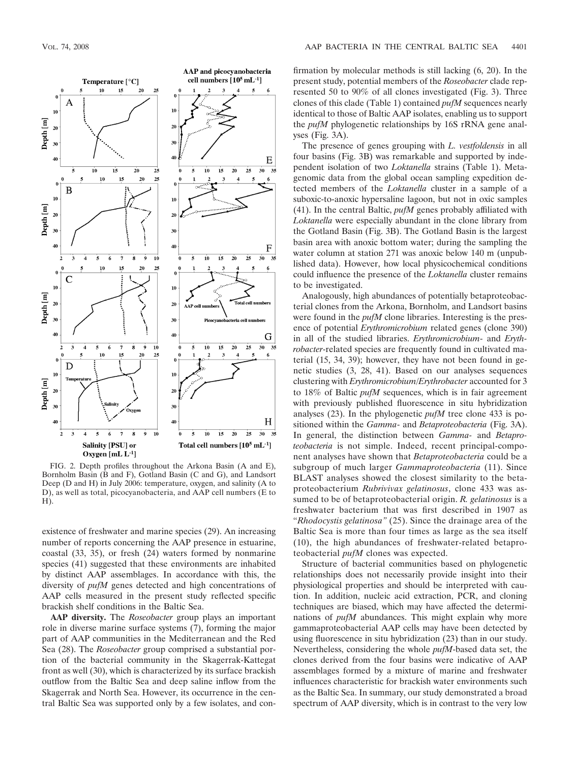FIG. 2. Depth profiles throughout the Arkona Basin (A and E), Bornholm Basin (B and F), Gotland Basin (C and G), and Landsort Deep (D and H) in July 2006: temperature, oxygen, and salinity (A to D), as well as total, picocyanobacteria, and AAP cell numbers (E to H).

existence of freshwater and marine species (29). An increasing number of reports concerning the AAP presence in estuarine, coastal (33, 35), or fresh (24) waters formed by nonmarine species (41) suggested that these environments are inhabited by distinct AAP assemblages. In accordance with this, the diversity of *pufM* genes detected and high concentrations of AAP cells measured in the present study reflected specific brackish shelf conditions in the Baltic Sea.

**AAP diversity.** The *Roseobacter* group plays an important role in diverse marine surface systems (7), forming the major part of AAP communities in the Mediterranean and the Red Sea (28). The *Roseobacter* group comprised a substantial portion of the bacterial community in the Skagerrak-Kattegat front as well (30), which is characterized by its surface brackish outflow from the Baltic Sea and deep saline inflow from the Skagerrak and North Sea. However, its occurrence in the central Baltic Sea was supported only by a few isolates, and confirmation by molecular methods is still lacking (6, 20). In the present study, potential members of the *Roseobacter* clade represented 50 to 90% of all clones investigated (Fig. 3). Three clones of this clade (Table 1) contained *pufM* sequences nearly identical to those of Baltic AAP isolates, enabling us to support the *pufM* phylogenetic relationships by 16S rRNA gene analyses (Fig. 3A).

The presence of genes grouping with *L. vestfoldensis* in all four basins (Fig. 3B) was remarkable and supported by independent isolation of two *Loktanella* strains (Table 1). Metagenomic data from the global ocean sampling expedition detected members of the *Loktanella* cluster in a sample of a suboxic-to-anoxic hypersaline lagoon, but not in oxic samples (41). In the central Baltic, *pufM* genes probably affiliated with *Loktanella* were especially abundant in the clone library from the Gotland Basin (Fig. 3B). The Gotland Basin is the largest basin area with anoxic bottom water; during the sampling the water column at station 271 was anoxic below 140 m (unpublished data). However, how local physicochemical conditions could influence the presence of the *Loktanella* cluster remains to be investigated.

Analogously, high abundances of potentially betaproteobacterial clones from the Arkona, Bornholm, and Landsort basins were found in the *pufM* clone libraries. Interesting is the presence of potential *Erythromicrobium* related genes (clone 390) in all of the studied libraries. *Erythromicrobium*- and *Erythrobacter*-related species are frequently found in cultivated material (15, 34, 39); however, they have not been found in genetic studies (3, 28, 41). Based on our analyses sequences clustering with *Erythromicrobium*/*Erythrobacter* accounted for 3 to 18% of Baltic *pufM* sequences, which is in fair agreement with previously published fluorescence in situ hybridization analyses (23). In the phylogenetic *pufM* tree clone 433 is positioned within the *Gamma*- and *Betaproteobacteria* (Fig. 3A). In general, the distinction between *Gamma*- and *Betaproteobacteria* is not simple. Indeed, recent principal-component analyses have shown that *Betaproteobacteria* could be a subgroup of much larger *Gammaproteobacteria* (11). Since BLAST analyses showed the closest similarity to the betaproteobacterium *Rubrivivax gelatinosus*, clone 433 was assumed to be of betaproteobacterial origin. *R. gelatinosus* is a freshwater bacterium that was first described in 1907 as "*Rhodocystis gelatinosa*" (25). Since the drainage area of the Baltic Sea is more than four times as large as the sea itself (10), the high abundances of freshwater-related betaproteobacterial *pufM* clones was expected.

Structure of bacterial communities based on phylogenetic relationships does not necessarily provide insight into their physiological properties and should be interpreted with caution. In addition, nucleic acid extraction, PCR, and cloning techniques are biased, which may have affected the determinations of *pufM* abundances. This might explain why more gammaproteobacterial AAP cells may have been detected by using fluorescence in situ hybridization (23) than in our study. Nevertheless, considering the whole *pufM*-based data set, the clones derived from the four basins were indicative of AAP assemblages formed by a mixture of marine and freshwater influences characteristic for brackish water environments such as the Baltic Sea. In summary, our study demonstrated a broad spectrum of AAP diversity, which is in contrast to the very low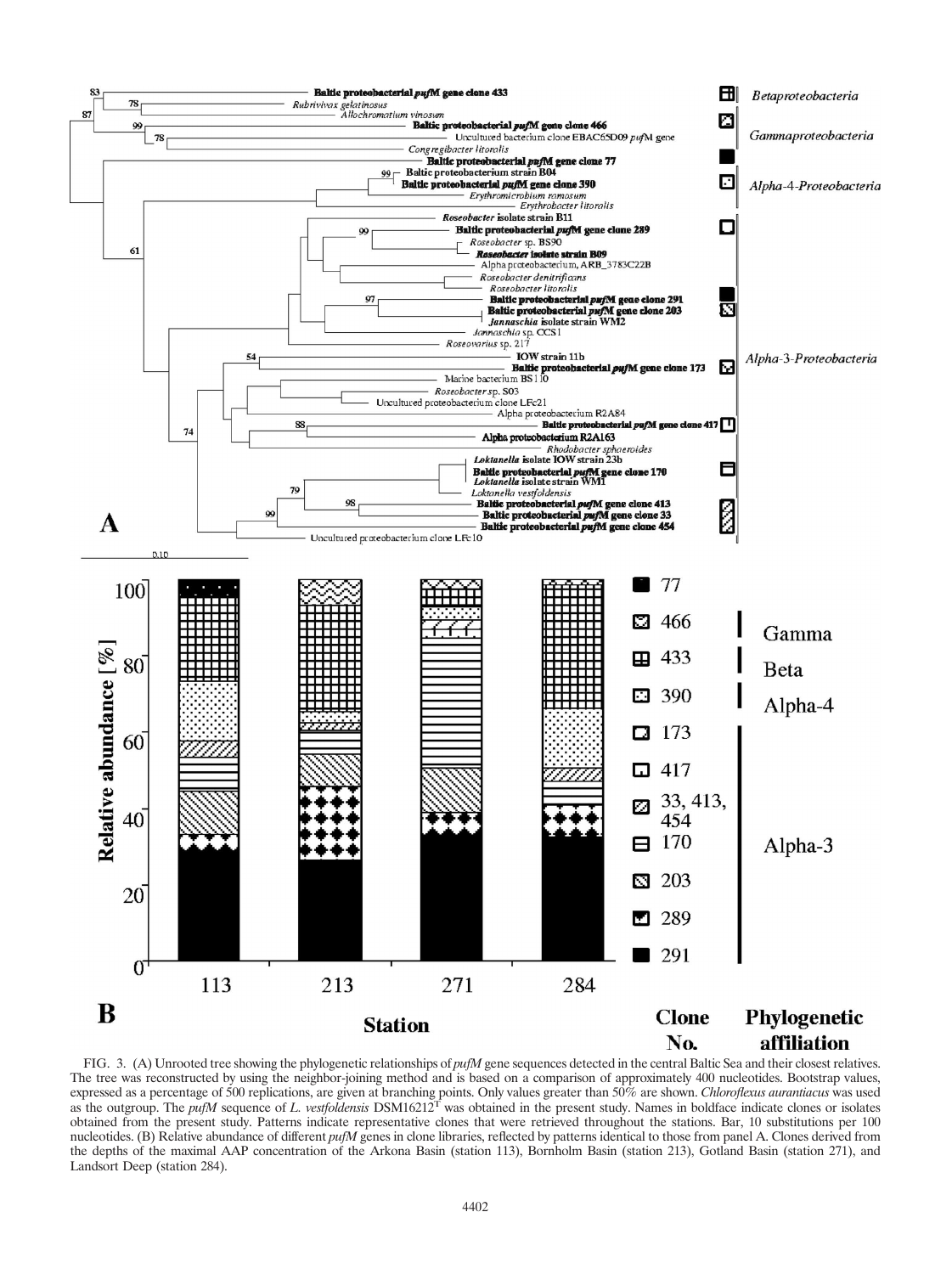FIG. 3. (A) Unrooted tree showing the phylogenetic relationships of *pufM* gene sequences detected in the central Baltic Sea and their closest relatives. The tree was reconstructed by using the neighbor-joining method and is based on a comparison of approximately 400 nucleotides. Bootstrap values, expressed as a percentage of 500 replications, are given at branching points. Only values greater than 50% are shown. *Chloroflexus aurantiacus* was used as the outgroup. The *pufM* sequence of *L. vestfoldensis* DSM16212$^T$ was obtained in the present study. Names in boldface indicate clones or isolates obtained from the present study. Patterns indicate representative clones that were retrieved throughout the stations. Bar, 10 substitutions per 100 nucleotides. (B) Relative abundance of different *pufM* genes in clone libraries, reflected by patterns identical to those from panel A. Clones derived from the depths of the maximal AAP concentration of the Arkona Basin (station 113), Bornholm Basin (station 213), Gotland Basin (station 271), and Landsort Deep (station 284).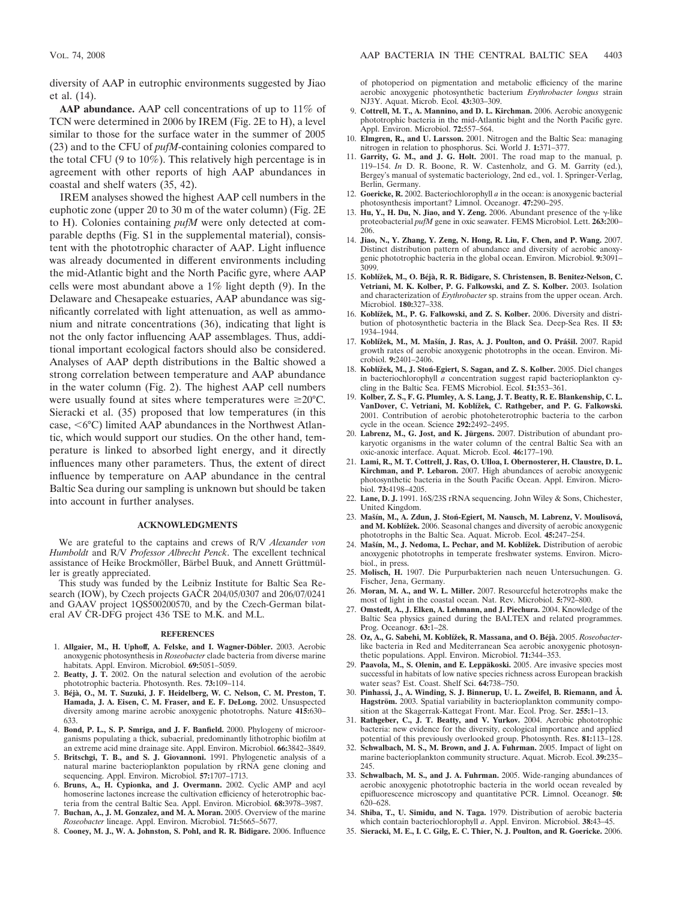diversity of AAP in eutrophic environments suggested by Jiao et al. (14).

**AAP abundance.** AAP cell concentrations of up to 11% of TCN were determined in 2006 by IREM (Fig. 2E to H), a level similar to those for the surface water in the summer of 2005 (23) and to the CFU of *pufM*-containing colonies compared to the total CFU (9 to 10%). This relatively high percentage is in agreement with other reports of high AAP abundances in coastal and shelf waters (35, 42).

IREM analyses showed the highest AAP cell numbers in the euphotic zone (upper 20 to 30 m of the water column) (Fig. 2E to H). Colonies containing *pufM* were only detected at comparable depths (Fig. S1 in the supplemental material), consistent with the phototrophic character of AAP. Light influence was already documented in different environments including the mid-Atlantic bight and the North Pacific gyre, where AAP cells were most abundant above a 1% light depth (9). In the Delaware and Chesapeake estuaries, AAP abundance was significantly correlated with light attenuation, as well as ammonium and nitrate concentrations (36), indicating that light is not the only factor influencing AAP assemblages. Thus, additional important ecological factors should also be considered. Analyses of AAP depth distributions in the Baltic showed a strong correlation between temperature and AAP abundance in the water column (Fig. 2). The highest AAP cell numbers were usually found at sites where temperatures were ≥20°C. Sieracki et al. (35) proposed that low temperatures (in this case, <6°C) limited AAP abundances in the Northwest Atlantic, which would support our studies. On the other hand, temperature is linked to absorbed light energy, and it directly influences many other parameters. Thus, the extent of direct influence by temperature on AAP abundance in the central Baltic Sea during our sampling is unknown but should be taken into account in further analyses.

## ACKNOWLEDGMENTS

We are grateful to the captains and crews of R/V *Alexander von Humboldt* and R/V *Professor Albrecht Penck*. The excellent technical assistance of Heike Brockmöller, Bärbel Buuk, and Annett Grüttmüller is greatly appreciated.

This study was funded by the Leibniz Institute for Baltic Sea Research (IOW), by Czech projects GAČR 204/05/0307 and 206/07/0241 and GAAV project 1QS500200570, and by the Czech-German bilateral AV ČR-DFG project 436 TSE to M.K. and M.L.

## REFERENCES

1. **Allgaier, M., H. Uphoff, A. Felske, and I. Wagner-Döbler.** 2003. Aerobic anoxygenic photosynthesis in *Roseobacter* clade bacteria from diverse marine habitats. Appl. Environ. Microbiol. **69:**5051–5059.
2. **Beatty, J. T.** 2002. On the natural selection and evolution of the aerobic phototrophic bacteria. Photosynth. Res. **73:**109–114.
3. **Béjà, O., M. T. Suzuki, J. F. Heidelberg, W. C. Nelson, C. M. Preston, T. Hamada, J. A. Eisen, C. M. Fraser, and E. F. DeLong.** 2002. Unsuspected diversity among marine aerobic anoxygenic phototrophs. Nature **415:**630–633.
4. **Bond, P. L., S. P. Smriga, and J. F. Banfield.** 2000. Phylogeny of microorganisms populating a thick, subaerial, predominantly lithotrophic biofilm at an extreme acid mine drainage site. Appl. Environ. Microbiol. **66:**3842–3849.
5. **Britschgi, T. B., and S. J. Giovannoni.** 1991. Phylogenetic analysis of a natural marine bacterioplankton population by rRNA gene cloning and sequencing. Appl. Environ. Microbiol. **57:**1707–1713.
6. **Bruns, A., H. Cypionka, and J. Overmann.** 2002. Cyclic AMP and acyl homoserine lactones increase the cultivation efficiency of heterotrophic bacteria from the central Baltic Sea. Appl. Environ. Microbiol. **68:**3978–3987.
7. **Buchan, A., J. M. Gonzalez, and M. A. Moran.** 2005. Overview of the marine *Roseobacter* lineage. Appl. Environ. Microbiol. **71:**5665–5677.
8. **Cooney, M. J., W. A. Johnston, S. Pohl, and R. R. Bidigare.** 2006. Influence of photoperiod on pigmentation and metabolic efficiency of the marine aerobic anoxygenic photosynthetic bacterium *Erythrobacter longus* strain NJ3Y. Aquat. Microb. Ecol. **43:**303–309.
9. **Cottrell, M. T., A. Mannino, and D. L. Kirchman.** 2006. Aerobic anoxygenic phototrophic bacteria in the mid-Atlantic bight and the North Pacific gyre. Appl. Environ. Microbiol. **72:**557–564.
10. **Elmgren, R., and U. Larsson.** 2001. Nitrogen and the Baltic Sea: managing nitrogen in relation to phosphorus. Sci. World J. **1:**371–377.
11. **Garrity, G. M., and J. G. Holt.** 2001. The road map to the manual, p. 119–154. *In* D. R. Boone, R. W. Castenholz, and G. M. Garrity (ed.), Bergey's manual of systematic bacteriology, 2nd ed., vol. 1. Springer-Verlag, Berlin, Germany.
12. **Goericke, R.** 2002. Bacteriochlorophyll *a* in the ocean: is anoxygenic bacterial photosynthesis important? Limnol. Oceanogr. **47:**290–295.
13. **Hu, Y., H. Du, N. Jiao, and Y. Zeng.** 2006. Abundant presence of the γ-like proteobacterial *pufM* gene in oxic seawater. FEMS Microbiol. Lett. **263:**200–206.
14. **Jiao, N., Y. Zhang, Y. Zeng, N. Hong, R. Liu, F. Chen, and P. Wang.** 2007. Distinct distribution pattern of abundance and diversity of aerobic anoxygenic phototrophic bacteria in the global ocean. Environ. Microbiol. **9:**3091–3099.
15. **Koblížek, M., O. Béjà, R. R. Bidigare, S. Christensen, B. Benitez-Nelson, C. Vetriani, M. K. Kolber, P. G. Falkowski, and Z. S. Kolber.** 2003. Isolation and characterization of *Erythrobacter* sp. strains from the upper ocean. Arch. Microbiol. **180:**327–338.
16. **Koblížek, M., P. G. Falkowski, and Z. S. Kolber.** 2006. Diversity and distribution of photosynthetic bacteria in the Black Sea. Deep-Sea Res. II **53:**1934–1944.
17. **Koblížek, M., M. Mašín, J. Ras, A. J. Poulton, and O. Prášil.** 2007. Rapid growth rates of aerobic anoxygenic phototrophs in the ocean. Environ. Microbiol. **9:**2401–2406.
18. **Koblížek, M., J. Stoń-Egiert, S. Sagan, and Z. S. Kolber.** 2005. Diel changes in bacteriochlorophyll *a* concentration suggest rapid bacterioplankton cycling in the Baltic Sea. FEMS Microbiol. Ecol. **51:**353–361.
19. **Kolber, Z. S., F. G. Plumley, A. S. Lang, J. T. Beatty, R. E. Blankenship, C. L. VanDover, C. Vetriani, M. Koblížek, C. Rathgeber, and P. G. Falkowski.** 2001. Contribution of aerobic photoheterotrophic bacteria to the carbon cycle in the ocean. Science **292:**2492–2495.
20. **Labrenz, M., G. Jost, and K. Jürgens.** 2007. Distribution of abundant prokaryotic organisms in the water column of the central Baltic Sea with an oxic-anoxic interface. Aquat. Microb. Ecol. **46:**177–190.
21. **Lami, R., M. T. Cottrell, J. Ras, O. Ulloa, I. Obernosterer, H. Claustre, D. L. Kirchman, and P. Lebaron.** 2007. High abundances of aerobic anoxygenic photosynthetic bacteria in the South Pacific Ocean. Appl. Environ. Microbiol. **73:**4198–4205.
22. **Lane, D. J.** 1991. 16S/23S rRNA sequencing. John Wiley & Sons, Chichester, United Kingdom.
23. **Mašín, M., A. Zdun, J. Stoń-Egiert, M. Nausch, M. Labrenz, V. Moulisová, and M. Koblížek.** 2006. Seasonal changes and diversity of aerobic anoxygenic phototrophs in the Baltic Sea. Aquat. Microb. Ecol. **45:**247–254.
24. **Mašín, M., J. Nedoma, L. Pechar, and M. Koblížek.** Distribution of aerobic anoxygenic phototrophs in temperate freshwater systems. Environ. Microbiol., in press.
25. **Molisch, H.** 1907. Die Purpurbakterien nach neuen Untersuchungen. G. Fischer, Jena, Germany.
26. **Moran, M. A., and W. L. Miller.** 2007. Resourceful heterotrophs make the most of light in the coastal ocean. Nat. Rev. Microbiol. **5:**792–800.
27. **Omstedt, A., J. Elken, A. Lehmann, and J. Piechura.** 2004. Knowledge of the Baltic Sea physics gained during the BALTEX and related programmes. Prog. Oceanogr. **63:**1–28.
28. **Oz, A., G. Sabehi, M. Koblížek, R. Massana, and O. Béjà.** 2005. *Roseobacter*-like bacteria in Red and Mediterranean Sea aerobic anoxygenic photosynthetic populations. Appl. Environ. Microbiol. **71:**344–353.
29. **Paavola, M., S. Olenin, and E. Leppäkoski.** 2005. Are invasive species most successful in habitats of low native species richness across European brackish water seas? Est. Coast. Shelf Sci. **64:**738–750.
30. **Pinhassi, J., A. Winding, S. J. Binnerup, U. L. Zweifel, B. Riemann, and Å. Hagström.** 2003. Spatial variability in bacterioplankton community composition at the Skagerrak-Kattegat Front. Mar. Ecol. Prog. Ser. **255:**1–13.
31. **Rathgeber, C., J. T. Beatty, and V. Yurkov.** 2004. Aerobic phototrophic bacteria: new evidence for the diversity, ecological importance and applied potential of this previously overlooked group. Photosynth. Res. **81:**113–128.
32. **Schwalbach, M. S., M. Brown, and J. A. Fuhrman.** 2005. Impact of light on marine bacterioplankton community structure. Aquat. Microb. Ecol. **39:**235–245.
33. **Schwalbach, M. S., and J. A. Fuhrman.** 2005. Wide-ranging abundances of aerobic anoxygenic phototrophic bacteria in the world ocean revealed by epifluorescence microscopy and quantitative PCR. Limnol. Oceanogr. **50:**620–628.
34. **Shiba, T., U. Simidu, and N. Taga.** 1979. Distribution of aerobic bacteria which contain bacteriochlorophyll *a*. Appl. Environ. Microbiol. **38:**43–45.
35. **Sieracki, M. E., I. C. Gilg, E. C. Thier, N. J. Poulton, and R. Goericke.** 2006.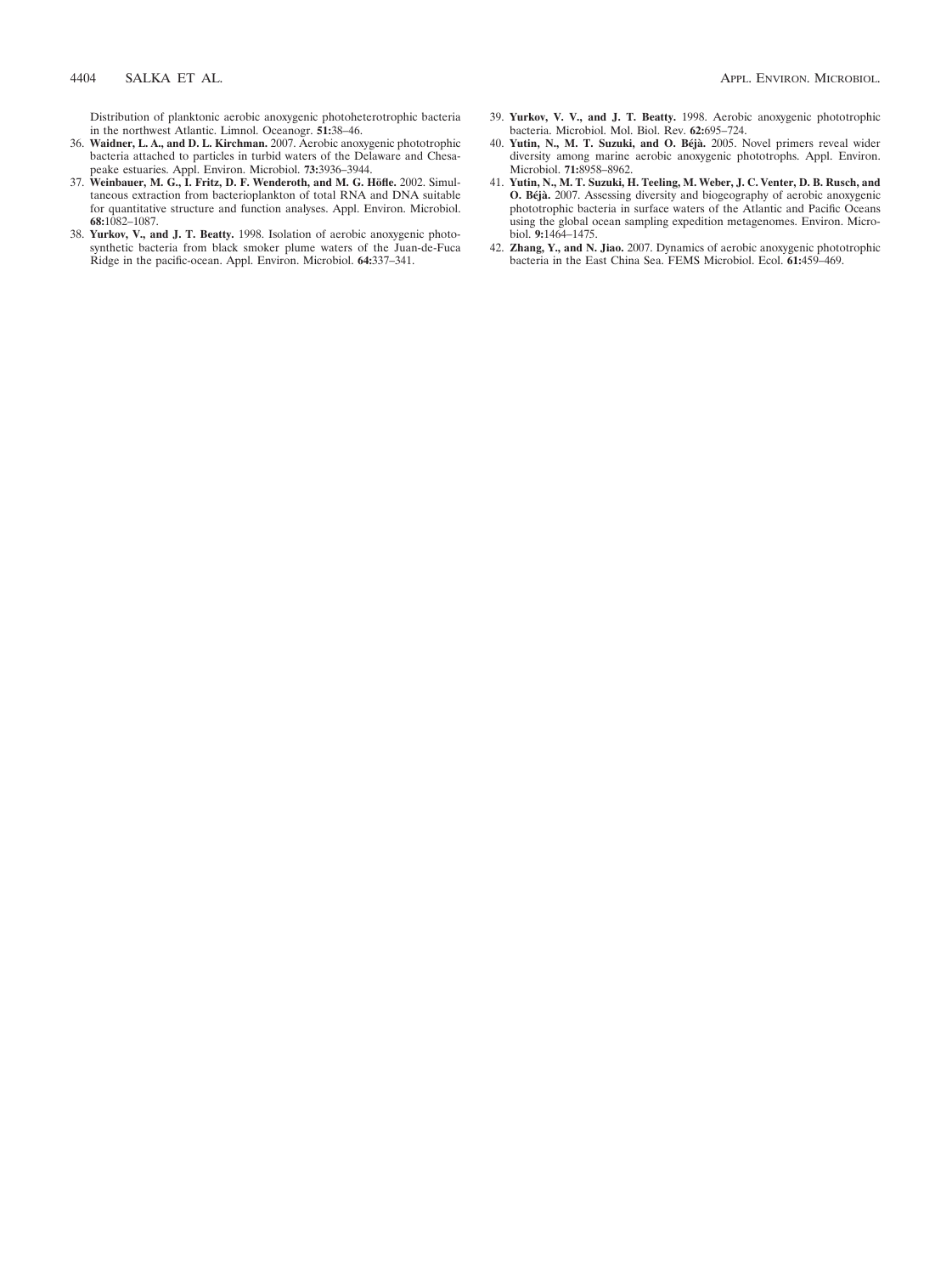Distribution of planktonic aerobic anoxygenic photoheterotrophic bacteria in the northwest Atlantic. Limnol. Oceanogr. **51:**38–46.

36. **Waidner, L. A., and D. L. Kirchman.** 2007. Aerobic anoxygenic phototrophic bacteria attached to particles in turbid waters of the Delaware and Chesapeake estuaries. Appl. Environ. Microbiol. **73:**3936–3944.
37. **Weinbauer, M. G., I. Fritz, D. F. Wenderoth, and M. G. Höfle.** 2002. Simultaneous extraction from bacterioplankton of total RNA and DNA suitable for quantitative structure and function analyses. Appl. Environ. Microbiol. **68:**1082–1087.
38. **Yurkov, V., and J. T. Beatty.** 1998. Isolation of aerobic anoxygenic photosynthetic bacteria from black smoker plume waters of the Juan-de-Fuca Ridge in the pacific-ocean. Appl. Environ. Microbiol. **64:**337–341.
39. **Yurkov, V. V., and J. T. Beatty.** 1998. Aerobic anoxygenic phototrophic bacteria. Microbiol. Mol. Biol. Rev. **62:**695–724.
40. **Yutin, N., M. T. Suzuki, and O. Béjà.** 2005. Novel primers reveal wider diversity among marine aerobic anoxygenic phototrophs. Appl. Environ. Microbiol. **71:**8958–8962.
41. **Yutin, N., M. T. Suzuki, H. Teeling, M. Weber, J. C. Venter, D. B. Rusch, and O. Béjà.** 2007. Assessing diversity and biogeography of aerobic anoxygenic phototrophic bacteria in surface waters of the Atlantic and Pacific Oceans using the global ocean sampling expedition metagenomes. Environ. Microbiol. **9:**1464–1475.
42. **Zhang, Y., and N. Jiao.** 2007. Dynamics of aerobic anoxygenic phototrophic bacteria in the East China Sea. FEMS Microbiol. Ecol. **61:**459–469.